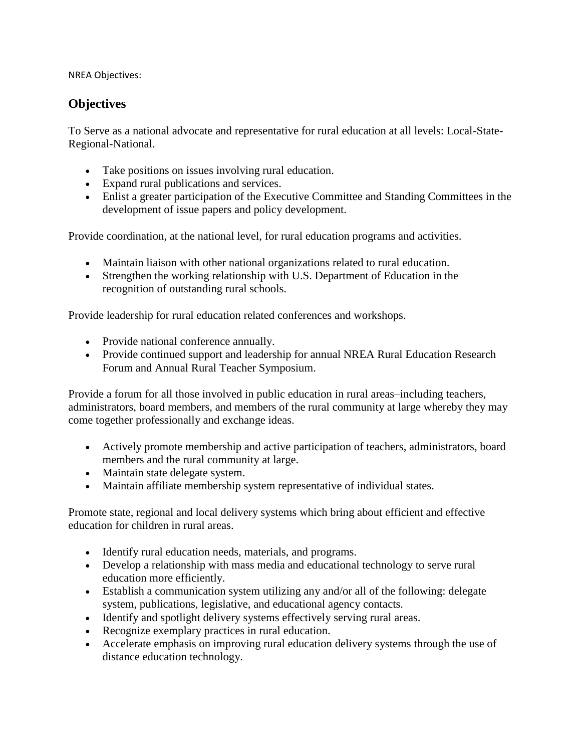NREA Objectives:

## Objectives

To Serve as a national advocate and representative for rural education at all levels: Local-State-Regional-National.

- Take positions on issues involving rural education.
- Expand rural publications and services.
- Enlist a greater participation of the Executive Committee and Standing Committees in the development of issue papers and policy development.

Provide coordination, at the national level, for rural education programs and activities.

- Maintain liaison with other national organizations related to rural education.
- Strengthen the working relationship with U.S. Department of Education in the recognition of outstanding rural schools.

Provide leadership for rural education related conferences and workshops.

- Provide national conference annually.
- Provide continued support and leadership for annual NREA Rural Education Research Forum and Annual Rural Teacher Symposium.

Provide a forum for all those involved in public education in rural areas–including teachers, administrators, board members, and members of the rural community at large whereby they may come together professionally and exchange ideas.

- Actively promote membership and active participation of teachers, administrators, board members and the rural community at large.
- Maintain state delegate system.
- Maintain affiliate membership system representative of individual states.

Promote state, regional and local delivery systems which bring about efficient and effective education for children in rural areas.

- Identify rural education needs, materials, and programs.
- Develop a relationship with mass media and educational technology to serve rural education more efficiently.
- Establish a communication system utilizing any and/or all of the following: delegate system, publications, legislative, and educational agency contacts.
- Identify and spotlight delivery systems effectively serving rural areas.
- Recognize exemplary practices in rural education.
- Accelerate emphasis on improving rural education delivery systems through the use of distance education technology.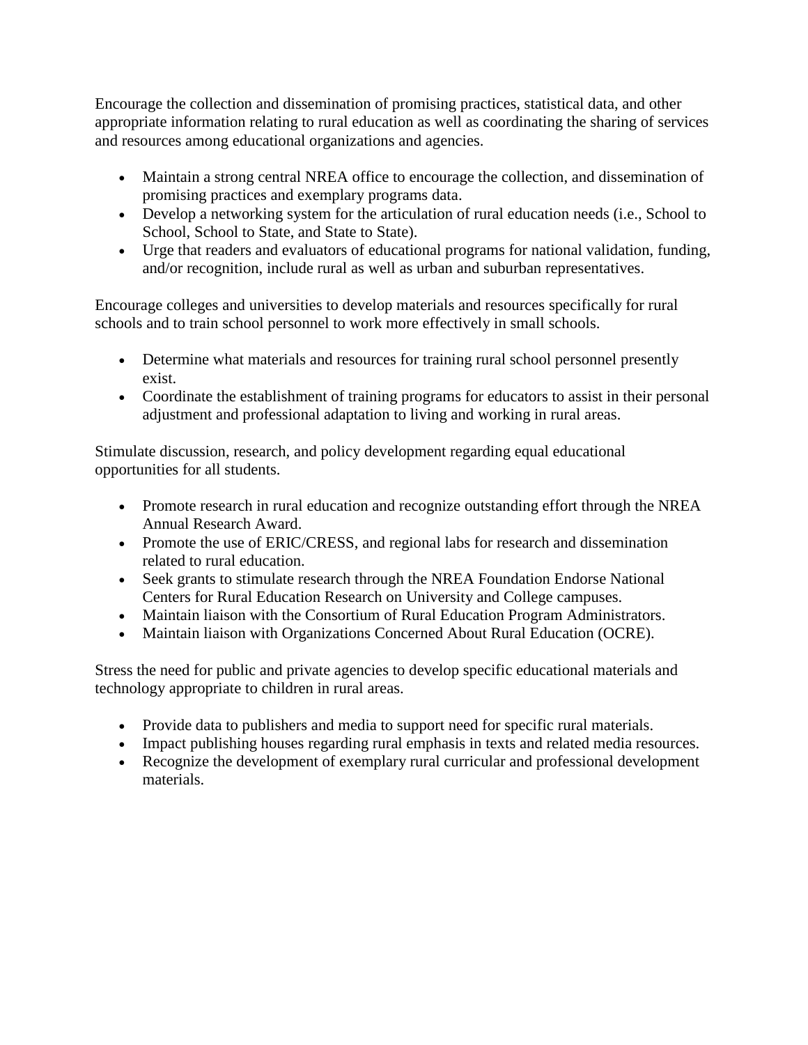Encourage the collection and dissemination of promising practices, statistical data, and other appropriate information relating to rural education as well as coordinating the sharing of services and resources among educational organizations and agencies.

- Maintain a strong central NREA office to encourage the collection, and dissemination of promising practices and exemplary programs data.
- Develop a networking system for the articulation of rural education needs (i.e., School to School, School to State, and State to State).
- Urge that readers and evaluators of educational programs for national validation, funding, and/or recognition, include rural as well as urban and suburban representatives.

Encourage colleges and universities to develop materials and resources specifically for rural schools and to train school personnel to work more effectively in small schools.

- Determine what materials and resources for training rural school personnel presently exist.
- Coordinate the establishment of training programs for educators to assist in their personal adjustment and professional adaptation to living and working in rural areas.

Stimulate discussion, research, and policy development regarding equal educational opportunities for all students.

- Promote research in rural education and recognize outstanding effort through the NREA Annual Research Award.
- Promote the use of ERIC/CRESS, and regional labs for research and dissemination related to rural education.
- Seek grants to stimulate research through the NREA Foundation Endorse National Centers for Rural Education Research on University and College campuses.
- Maintain liaison with the Consortium of Rural Education Program Administrators.
- Maintain liaison with Organizations Concerned About Rural Education (OCRE).

Stress the need for public and private agencies to develop specific educational materials and technology appropriate to children in rural areas.

- Provide data to publishers and media to support need for specific rural materials.
- Impact publishing houses regarding rural emphasis in texts and related media resources.
- Recognize the development of exemplary rural curricular and professional development materials.